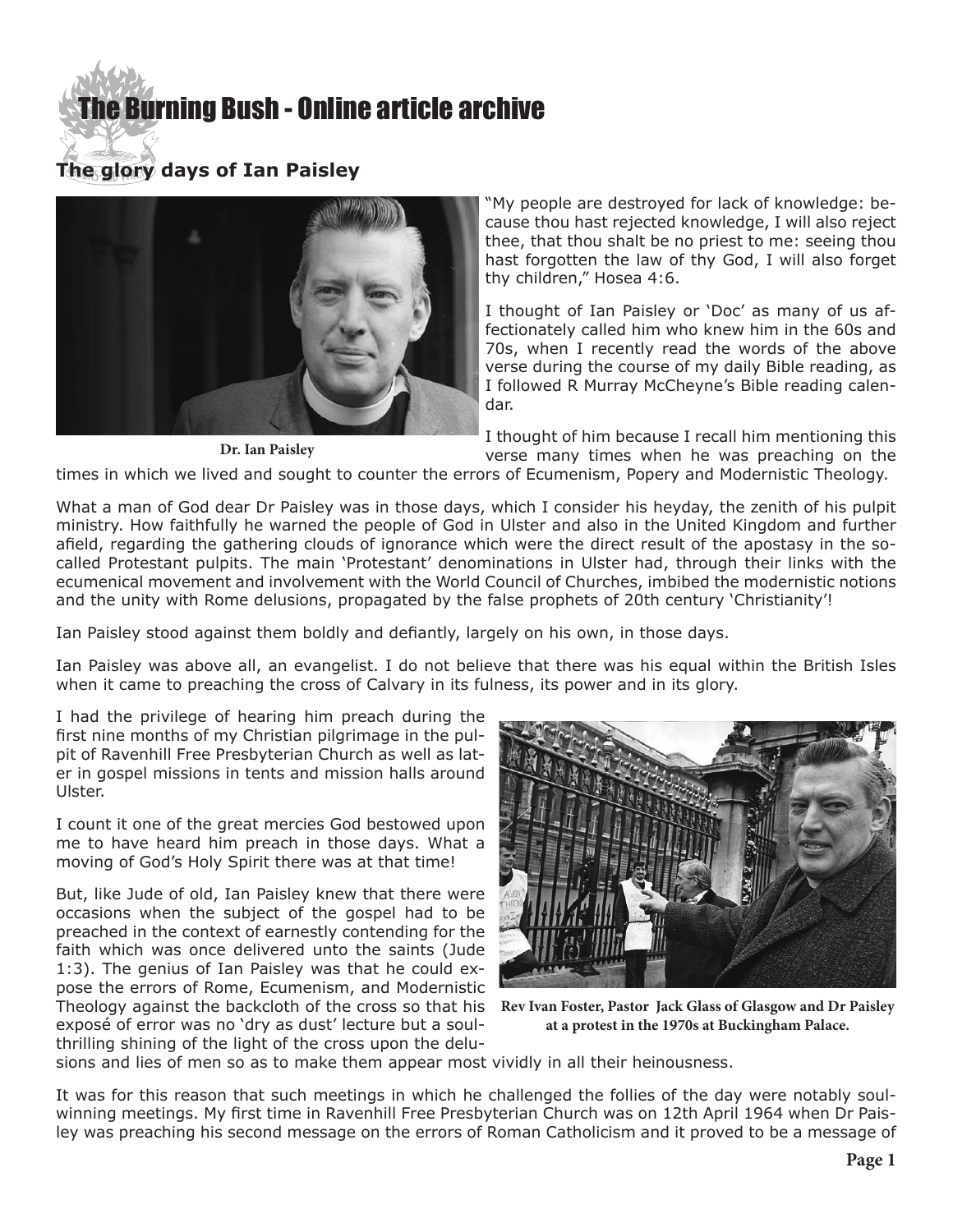# The Burning Bush - Online article archive

## The glory days of Ian Paisley

Dr. Ian Paisley

"My people are destroyed for lack of knowledge: because thou hast rejected knowledge, I will also reject thee, that thou shalt be no priest to me: seeing thou hast forgotten the law of thy God, I will also forget thy children," Hosea 4:6.

I thought of Ian Paisley or 'Doc' as many of us affectionately called him who knew him in the 60s and 70s, when I recently read the words of the above verse during the course of my daily Bible reading, as I followed R Murray McCheyne's Bible reading calendar.

I thought of him because I recall him mentioning this verse many times when he was preaching on the times in which we lived and sought to counter the errors of Ecumenism, Popery and Modernistic Theology.

What a man of God dear Dr Paisley was in those days, which I consider his heyday, the zenith of his pulpit ministry. How faithfully he warned the people of God in Ulster and also in the United Kingdom and further afield, regarding the gathering clouds of ignorance which were the direct result of the apostasy in the so-called Protestant pulpits. The main 'Protestant' denominations in Ulster had, through their links with the ecumenical movement and involvement with the World Council of Churches, imbibed the modernistic notions and the unity with Rome delusions, propagated by the false prophets of 20th century 'Christianity'!

Ian Paisley stood against them boldly and defiantly, largely on his own, in those days.

Ian Paisley was above all, an evangelist. I do not believe that there was his equal within the British Isles when it came to preaching the cross of Calvary in its fulness, its power and in its glory.

I had the privilege of hearing him preach during the first nine months of my Christian pilgrimage in the pulpit of Ravenhill Free Presbyterian Church as well as later in gospel missions in tents and mission halls around Ulster.

I count it one of the great mercies God bestowed upon me to have heard him preach in those days. What a moving of God's Holy Spirit there was at that time!

But, like Jude of old, Ian Paisley knew that there were occasions when the subject of the gospel had to be preached in the context of earnestly contending for the faith which was once delivered unto the saints (Jude 1:3). The genius of Ian Paisley was that he could expose the errors of Rome, Ecumenism, and Modernistic Theology against the backcloth of the cross so that his exposé of error was no 'dry as dust' lecture but a soul-thrilling shining of the light of the cross upon the delusions and lies of men so as to make them appear most vividly in all their heinousness.

Rev Ivan Foster, Pastor Jack Glass of Glasgow and Dr Paisley at a protest in the 1970s at Buckingham Palace.

It was for this reason that such meetings in which he challenged the follies of the day were notably soul-winning meetings. My first time in Ravenhill Free Presbyterian Church was on 12th April 1964 when Dr Paisley was preaching his second message on the errors of Roman Catholicism and it proved to be a message of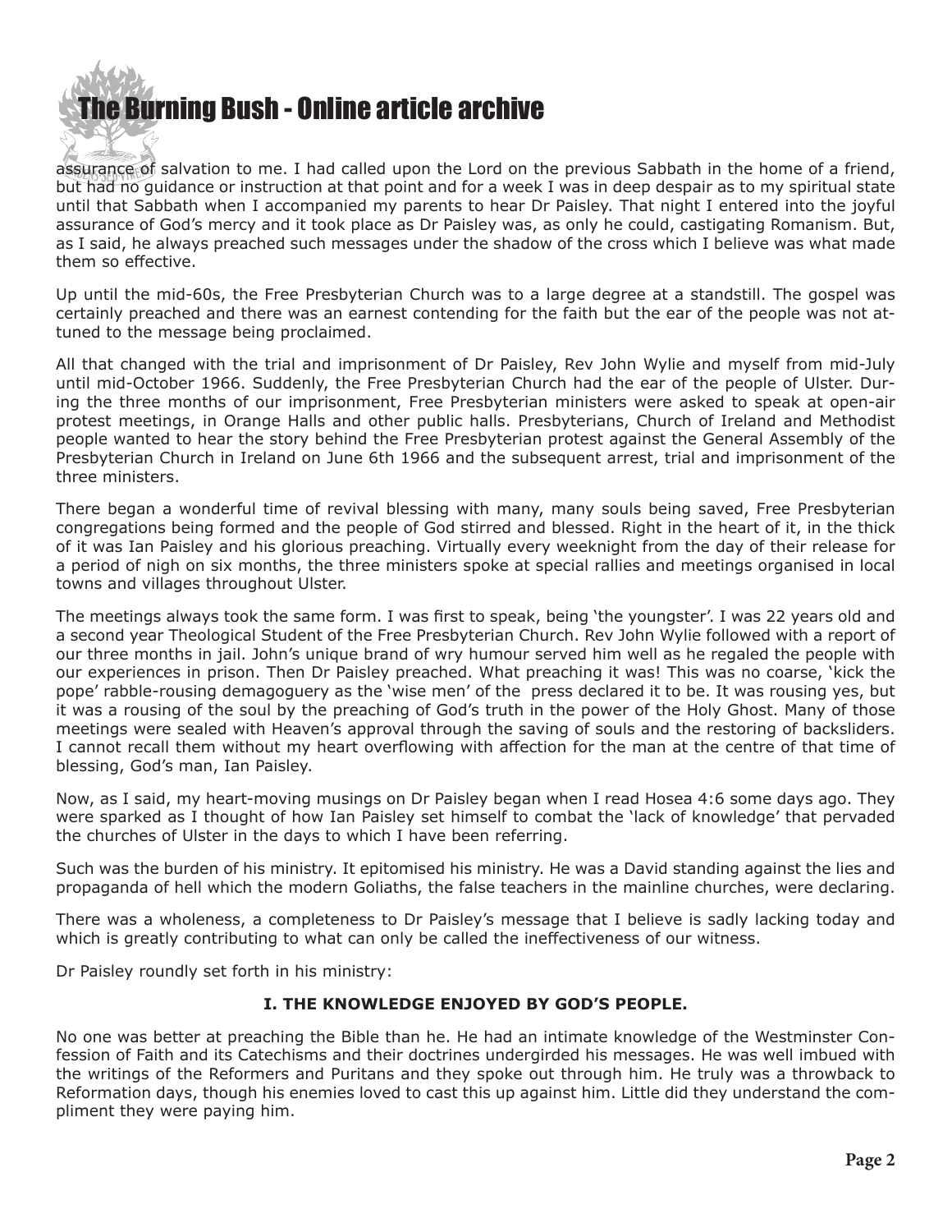assurance of salvation to me. I had called upon the Lord on the previous Sabbath in the home of a friend, but had no guidance or instruction at that point and for a week I was in deep despair as to my spiritual state until that Sabbath when I accompanied my parents to hear Dr Paisley. That night I entered into the joyful assurance of God's mercy and it took place as Dr Paisley was, as only he could, castigating Romanism. But, as I said, he always preached such messages under the shadow of the cross which I believe was what made them so effective.

Up until the mid-60s, the Free Presbyterian Church was to a large degree at a standstill. The gospel was certainly preached and there was an earnest contending for the faith but the ear of the people was not attuned to the message being proclaimed.

All that changed with the trial and imprisonment of Dr Paisley, Rev John Wylie and myself from mid-July until mid-October 1966. Suddenly, the Free Presbyterian Church had the ear of the people of Ulster. During the three months of our imprisonment, Free Presbyterian ministers were asked to speak at open-air protest meetings, in Orange Halls and other public halls. Presbyterians, Church of Ireland and Methodist people wanted to hear the story behind the Free Presbyterian protest against the General Assembly of the Presbyterian Church in Ireland on June 6th 1966 and the subsequent arrest, trial and imprisonment of the three ministers.

There began a wonderful time of revival blessing with many, many souls being saved, Free Presbyterian congregations being formed and the people of God stirred and blessed. Right in the heart of it, in the thick of it was Ian Paisley and his glorious preaching. Virtually every weeknight from the day of their release for a period of nigh on six months, the three ministers spoke at special rallies and meetings organised in local towns and villages throughout Ulster.

The meetings always took the same form. I was first to speak, being 'the youngster'. I was 22 years old and a second year Theological Student of the Free Presbyterian Church. Rev John Wylie followed with a report of our three months in jail. John's unique brand of wry humour served him well as he regaled the people with our experiences in prison. Then Dr Paisley preached. What preaching it was! This was no coarse, 'kick the pope' rabble-rousing demagoguery as the 'wise men' of the press declared it to be. It was rousing yes, but it was a rousing of the soul by the preaching of God's truth in the power of the Holy Ghost. Many of those meetings were sealed with Heaven's approval through the saving of souls and the restoring of backsliders. I cannot recall them without my heart overflowing with affection for the man at the centre of that time of blessing, God's man, Ian Paisley.

Now, as I said, my heart-moving musings on Dr Paisley began when I read Hosea 4:6 some days ago. They were sparked as I thought of how Ian Paisley set himself to combat the 'lack of knowledge' that pervaded the churches of Ulster in the days to which I have been referring.

Such was the burden of his ministry. It epitomised his ministry. He was a David standing against the lies and propaganda of hell which the modern Goliaths, the false teachers in the mainline churches, were declaring.

There was a wholeness, a completeness to Dr Paisley's message that I believe is sadly lacking today and which is greatly contributing to what can only be called the ineffectiveness of our witness.

Dr Paisley roundly set forth in his ministry:

### I. THE KNOWLEDGE ENJOYED BY GOD'S PEOPLE.

No one was better at preaching the Bible than he. He had an intimate knowledge of the Westminster Confession of Faith and its Catechisms and their doctrines undergirded his messages. He was well imbued with the writings of the Reformers and Puritans and they spoke out through him. He truly was a throwback to Reformation days, though his enemies loved to cast this up against him. Little did they understand the compliment they were paying him.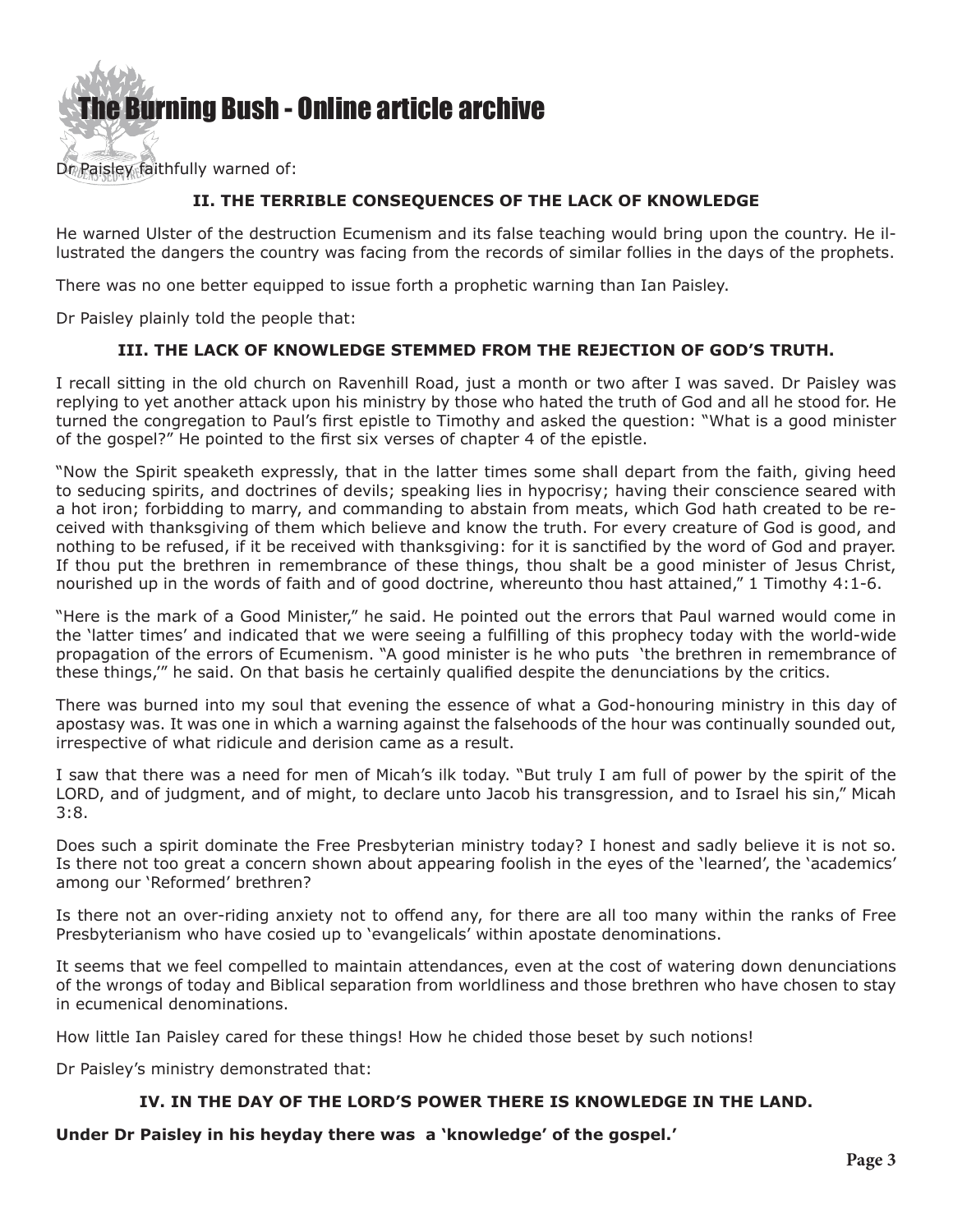Dr Paisley faithfully warned of:

### II. THE TERRIBLE CONSEQUENCES OF THE LACK OF KNOWLEDGE

He warned Ulster of the destruction Ecumenism and its false teaching would bring upon the country. He illustrated the dangers the country was facing from the records of similar follies in the days of the prophets.

There was no one better equipped to issue forth a prophetic warning than Ian Paisley.

Dr Paisley plainly told the people that:

### III. THE LACK OF KNOWLEDGE STEMMED FROM THE REJECTION OF GOD'S TRUTH.

I recall sitting in the old church on Ravenhill Road, just a month or two after I was saved. Dr Paisley was replying to yet another attack upon his ministry by those who hated the truth of God and all he stood for. He turned the congregation to Paul's first epistle to Timothy and asked the question: "What is a good minister of the gospel?" He pointed to the first six verses of chapter 4 of the epistle.

"Now the Spirit speaketh expressly, that in the latter times some shall depart from the faith, giving heed to seducing spirits, and doctrines of devils; speaking lies in hypocrisy; having their conscience seared with a hot iron; forbidding to marry, and commanding to abstain from meats, which God hath created to be received with thanksgiving of them which believe and know the truth. For every creature of God is good, and nothing to be refused, if it be received with thanksgiving: for it is sanctified by the word of God and prayer. If thou put the brethren in remembrance of these things, thou shalt be a good minister of Jesus Christ, nourished up in the words of faith and of good doctrine, whereunto thou hast attained," 1 Timothy 4:1-6.

"Here is the mark of a Good Minister," he said. He pointed out the errors that Paul warned would come in the 'latter times' and indicated that we were seeing a fulfilling of this prophecy today with the world-wide propagation of the errors of Ecumenism. "A good minister is he who puts 'the brethren in remembrance of these things,'" he said. On that basis he certainly qualified despite the denunciations by the critics.

There was burned into my soul that evening the essence of what a God-honouring ministry in this day of apostasy was. It was one in which a warning against the falsehoods of the hour was continually sounded out, irrespective of what ridicule and derision came as a result.

I saw that there was a need for men of Micah's ilk today. "But truly I am full of power by the spirit of the LORD, and of judgment, and of might, to declare unto Jacob his transgression, and to Israel his sin," Micah 3:8.

Does such a spirit dominate the Free Presbyterian ministry today? I honest and sadly believe it is not so. Is there not too great a concern shown about appearing foolish in the eyes of the 'learned', the 'academics' among our 'Reformed' brethren?

Is there not an over-riding anxiety not to offend any, for there are all too many within the ranks of Free Presbyterianism who have cosied up to 'evangelicals' within apostate denominations.

It seems that we feel compelled to maintain attendances, even at the cost of watering down denunciations of the wrongs of today and Biblical separation from worldliness and those brethren who have chosen to stay in ecumenical denominations.

How little Ian Paisley cared for these things! How he chided those beset by such notions!

Dr Paisley's ministry demonstrated that:

### IV. IN THE DAY OF THE LORD'S POWER THERE IS KNOWLEDGE IN THE LAND.

**Under Dr Paisley in his heyday there was a 'knowledge' of the gospel.'**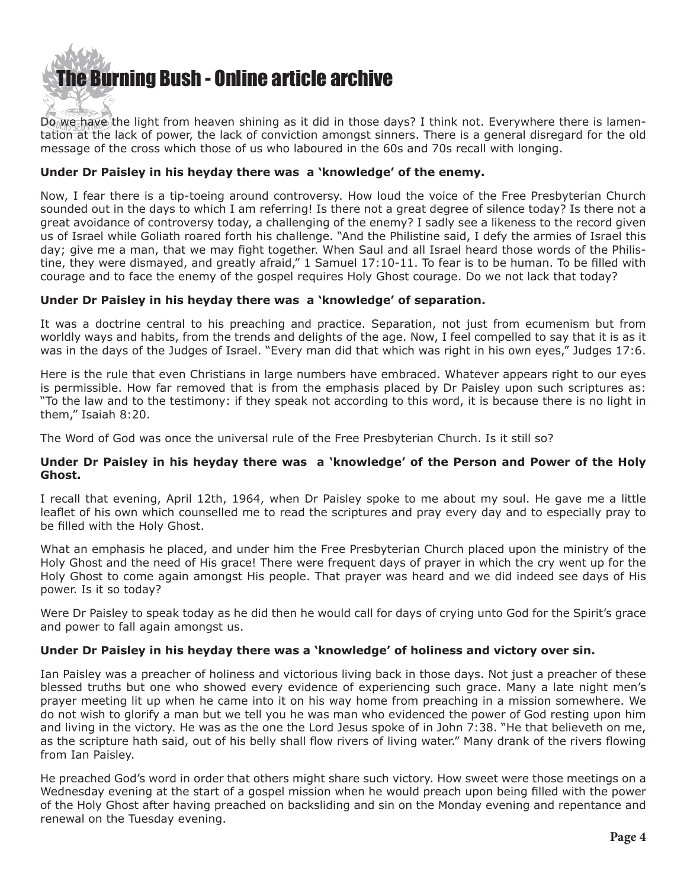Do we have the light from heaven shining as it did in those days? I think not. Everywhere there is lamentation at the lack of power, the lack of conviction amongst sinners. There is a general disregard for the old message of the cross which those of us who laboured in the 60s and 70s recall with longing.

**Under Dr Paisley in his heyday there was a 'knowledge' of the enemy.**

Now, I fear there is a tip-toeing around controversy. How loud the voice of the Free Presbyterian Church sounded out in the days to which I am referring! Is there not a great degree of silence today? Is there not a great avoidance of controversy today, a challenging of the enemy? I sadly see a likeness to the record given us of Israel while Goliath roared forth his challenge. "And the Philistine said, I defy the armies of Israel this day; give me a man, that we may fight together. When Saul and all Israel heard those words of the Philistine, they were dismayed, and greatly afraid," 1 Samuel 17:10-11. To fear is to be human. To be filled with courage and to face the enemy of the gospel requires Holy Ghost courage. Do we not lack that today?

**Under Dr Paisley in his heyday there was a 'knowledge' of separation.**

It was a doctrine central to his preaching and practice. Separation, not just from ecumenism but from worldly ways and habits, from the trends and delights of the age. Now, I feel compelled to say that it is as it was in the days of the Judges of Israel. "Every man did that which was right in his own eyes," Judges 17:6.

Here is the rule that even Christians in large numbers have embraced. Whatever appears right to our eyes is permissible. How far removed that is from the emphasis placed by Dr Paisley upon such scriptures as: "To the law and to the testimony: if they speak not according to this word, it is because there is no light in them," Isaiah 8:20.

The Word of God was once the universal rule of the Free Presbyterian Church. Is it still so?

**Under Dr Paisley in his heyday there was a 'knowledge' of the Person and Power of the Holy Ghost.**

I recall that evening, April 12th, 1964, when Dr Paisley spoke to me about my soul. He gave me a little leaflet of his own which counselled me to read the scriptures and pray every day and to especially pray to be filled with the Holy Ghost.

What an emphasis he placed, and under him the Free Presbyterian Church placed upon the ministry of the Holy Ghost and the need of His grace! There were frequent days of prayer in which the cry went up for the Holy Ghost to come again amongst His people. That prayer was heard and we did indeed see days of His power. Is it so today?

Were Dr Paisley to speak today as he did then he would call for days of crying unto God for the Spirit's grace and power to fall again amongst us.

**Under Dr Paisley in his heyday there was a 'knowledge' of holiness and victory over sin.**

Ian Paisley was a preacher of holiness and victorious living back in those days. Not just a preacher of these blessed truths but one who showed every evidence of experiencing such grace. Many a late night men's prayer meeting lit up when he came into it on his way home from preaching in a mission somewhere. We do not wish to glorify a man but we tell you he was man who evidenced the power of God resting upon him and living in the victory. He was as the one the Lord Jesus spoke of in John 7:38. "He that believeth on me, as the scripture hath said, out of his belly shall flow rivers of living water." Many drank of the rivers flowing from Ian Paisley.

He preached God's word in order that others might share such victory. How sweet were those meetings on a Wednesday evening at the start of a gospel mission when he would preach upon being filled with the power of the Holy Ghost after having preached on backsliding and sin on the Monday evening and repentance and renewal on the Tuesday evening.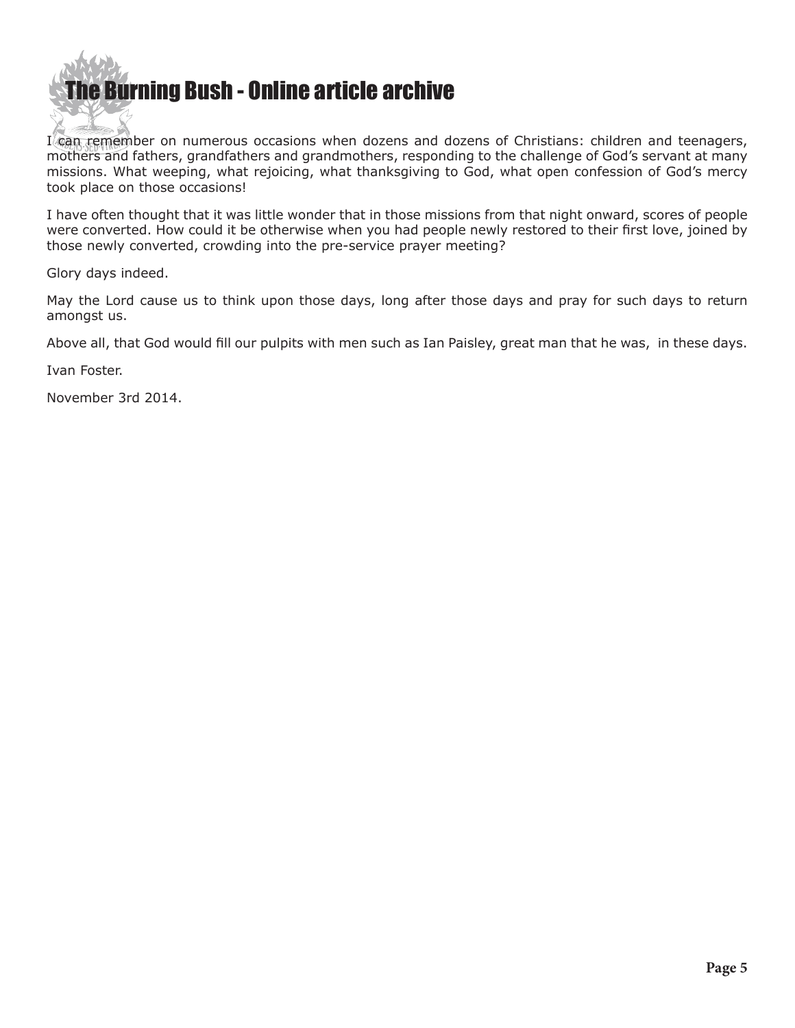I can remember on numerous occasions when dozens and dozens of Christians: children and teenagers, mothers and fathers, grandfathers and grandmothers, responding to the challenge of God's servant at many missions. What weeping, what rejoicing, what thanksgiving to God, what open confession of God's mercy took place on those occasions!

I have often thought that it was little wonder that in those missions from that night onward, scores of people were converted. How could it be otherwise when you had people newly restored to their first love, joined by those newly converted, crowding into the pre-service prayer meeting?

Glory days indeed.

May the Lord cause us to think upon those days, long after those days and pray for such days to return amongst us.

Above all, that God would fill our pulpits with men such as Ian Paisley, great man that he was, in these days.

Ivan Foster.

November 3rd 2014.